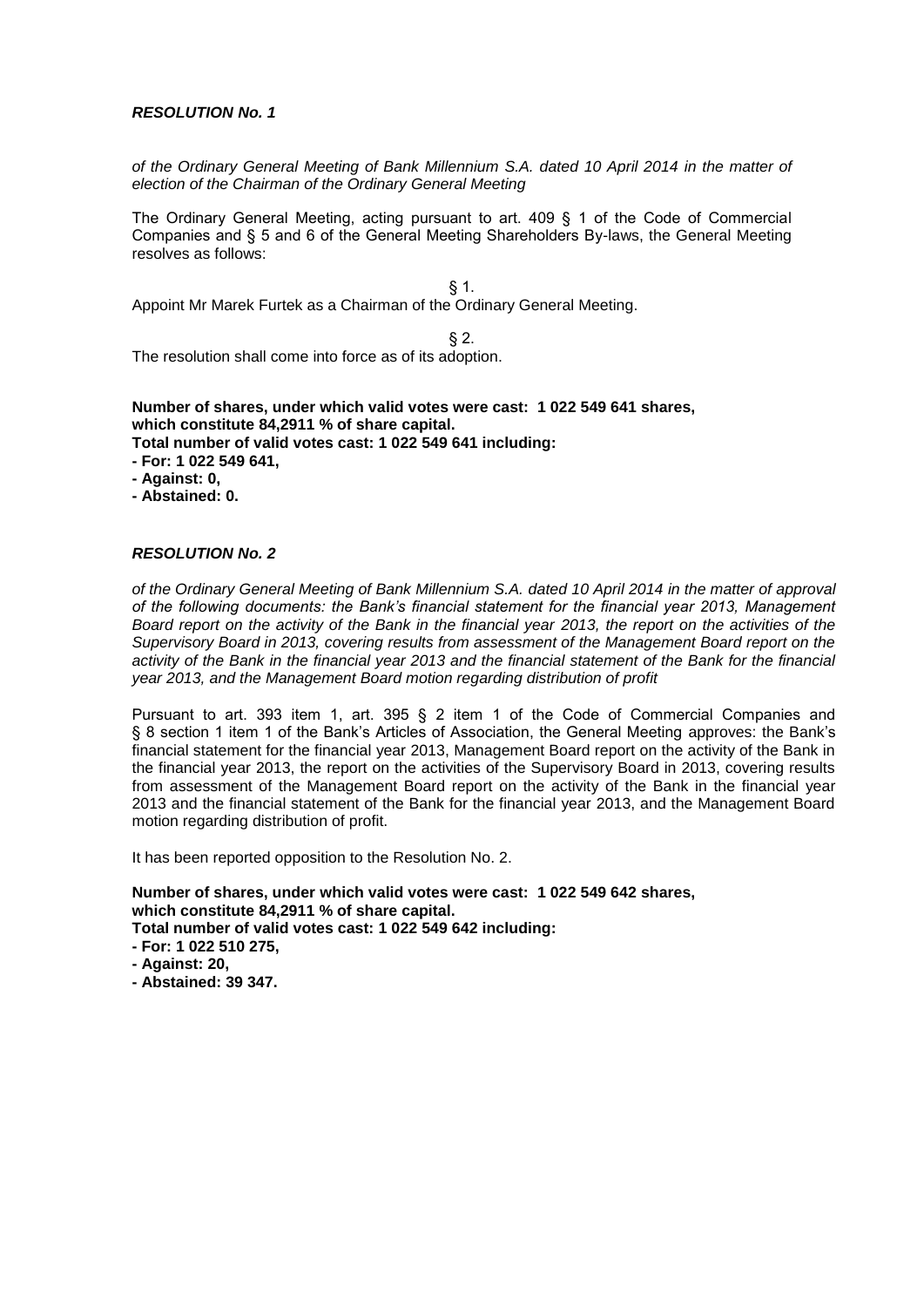***RESOLUTION No. 1***

*of the Ordinary General Meeting of Bank Millennium S.A. dated 10 April 2014 in the matter of election of the Chairman of the Ordinary General Meeting*

The Ordinary General Meeting, acting pursuant to art. 409 § 1 of the Code of Commercial Companies and § 5 and 6 of the General Meeting Shareholders By-laws, the General Meeting resolves as follows:

§ 1.

Appoint Mr Marek Furtek as a Chairman of the Ordinary General Meeting.

§ 2.

The resolution shall come into force as of its adoption.

**Number of shares, under which valid votes were cast: 1 022 549 641 shares, which constitute 84,2911 % of share capital.**
**Total number of valid votes cast: 1 022 549 641 including:**
**- For: 1 022 549 641,**
**- Against: 0,**
**- Abstained: 0.**

***RESOLUTION No. 2***

*of the Ordinary General Meeting of Bank Millennium S.A. dated 10 April 2014 in the matter of approval of the following documents: the Bank's financial statement for the financial year 2013, Management Board report on the activity of the Bank in the financial year 2013, the report on the activities of the Supervisory Board in 2013, covering results from assessment of the Management Board report on the activity of the Bank in the financial year 2013 and the financial statement of the Bank for the financial year 2013, and the Management Board motion regarding distribution of profit*

Pursuant to art. 393 item 1, art. 395 § 2 item 1 of the Code of Commercial Companies and § 8 section 1 item 1 of the Bank's Articles of Association, the General Meeting approves: the Bank's financial statement for the financial year 2013, Management Board report on the activity of the Bank in the financial year 2013, the report on the activities of the Supervisory Board in 2013, covering results from assessment of the Management Board report on the activity of the Bank in the financial year 2013 and the financial statement of the Bank for the financial year 2013, and the Management Board motion regarding distribution of profit.

It has been reported opposition to the Resolution No. 2.

**Number of shares, under which valid votes were cast: 1 022 549 642 shares, which constitute 84,2911 % of share capital.**
**Total number of valid votes cast: 1 022 549 642 including:**
**- For: 1 022 510 275,**
**- Against: 20,**
**- Abstained: 39 347.**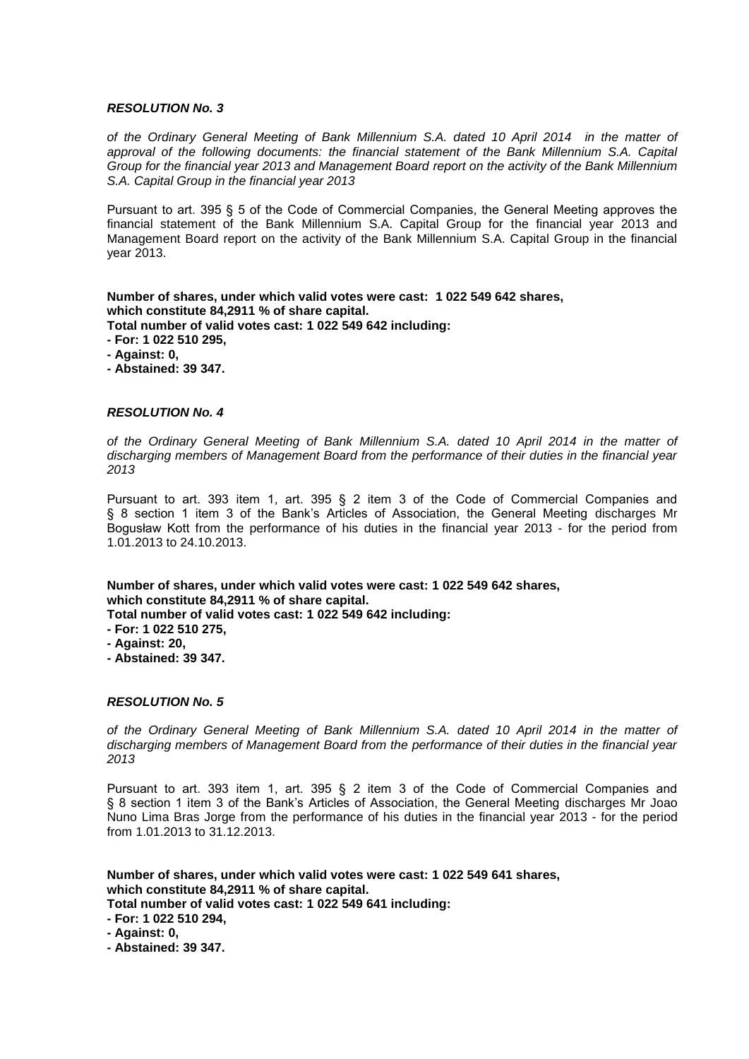***RESOLUTION No. 3***

*of the Ordinary General Meeting of Bank Millennium S.A. dated 10 April 2014 in the matter of approval of the following documents: the financial statement of the Bank Millennium S.A. Capital Group for the financial year 2013 and Management Board report on the activity of the Bank Millennium S.A. Capital Group in the financial year 2013*

Pursuant to art. 395 § 5 of the Code of Commercial Companies, the General Meeting approves the financial statement of the Bank Millennium S.A. Capital Group for the financial year 2013 and Management Board report on the activity of the Bank Millennium S.A. Capital Group in the financial year 2013.

**Number of shares, under which valid votes were cast: 1 022 549 642 shares, which constitute 84,2911 % of share capital.**
**Total number of valid votes cast: 1 022 549 642 including:**
**- For: 1 022 510 295,**
**- Against: 0,**
**- Abstained: 39 347.**

***RESOLUTION No. 4***

*of the Ordinary General Meeting of Bank Millennium S.A. dated 10 April 2014 in the matter of discharging members of Management Board from the performance of their duties in the financial year 2013*

Pursuant to art. 393 item 1, art. 395 § 2 item 3 of the Code of Commercial Companies and § 8 section 1 item 3 of the Bank's Articles of Association, the General Meeting discharges Mr Bogusław Kott from the performance of his duties in the financial year 2013 - for the period from 1.01.2013 to 24.10.2013.

**Number of shares, under which valid votes were cast: 1 022 549 642 shares, which constitute 84,2911 % of share capital.**
**Total number of valid votes cast: 1 022 549 642 including:**
**- For: 1 022 510 275,**
**- Against: 20,**
**- Abstained: 39 347.**

***RESOLUTION No. 5***

*of the Ordinary General Meeting of Bank Millennium S.A. dated 10 April 2014 in the matter of discharging members of Management Board from the performance of their duties in the financial year 2013*

Pursuant to art. 393 item 1, art. 395 § 2 item 3 of the Code of Commercial Companies and § 8 section 1 item 3 of the Bank's Articles of Association, the General Meeting discharges Mr Joao Nuno Lima Bras Jorge from the performance of his duties in the financial year 2013 - for the period from 1.01.2013 to 31.12.2013.

**Number of shares, under which valid votes were cast: 1 022 549 641 shares, which constitute 84,2911 % of share capital.**
**Total number of valid votes cast: 1 022 549 641 including:**
**- For: 1 022 510 294,**
**- Against: 0,**
**- Abstained: 39 347.**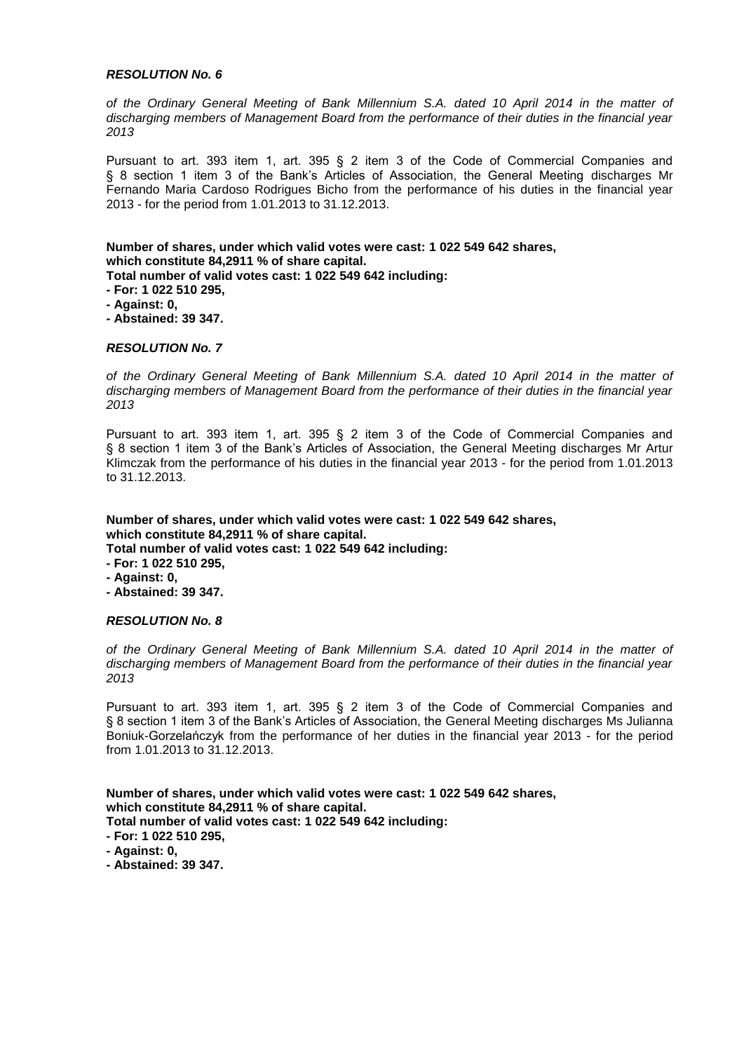***RESOLUTION No. 6***

*of the Ordinary General Meeting of Bank Millennium S.A. dated 10 April 2014 in the matter of discharging members of Management Board from the performance of their duties in the financial year 2013*

Pursuant to art. 393 item 1, art. 395 § 2 item 3 of the Code of Commercial Companies and § 8 section 1 item 3 of the Bank's Articles of Association, the General Meeting discharges Mr Fernando Maria Cardoso Rodrigues Bicho from the performance of his duties in the financial year 2013 - for the period from 1.01.2013 to 31.12.2013.

**Number of shares, under which valid votes were cast: 1 022 549 642 shares, which constitute 84,2911 % of share capital.**
**Total number of valid votes cast: 1 022 549 642 including:**
**- For: 1 022 510 295,**
**- Against: 0,**
**- Abstained: 39 347.**

***RESOLUTION No. 7***

*of the Ordinary General Meeting of Bank Millennium S.A. dated 10 April 2014 in the matter of discharging members of Management Board from the performance of their duties in the financial year 2013*

Pursuant to art. 393 item 1, art. 395 § 2 item 3 of the Code of Commercial Companies and § 8 section 1 item 3 of the Bank's Articles of Association, the General Meeting discharges Mr Artur Klimczak from the performance of his duties in the financial year 2013 - for the period from 1.01.2013 to 31.12.2013.

**Number of shares, under which valid votes were cast: 1 022 549 642 shares, which constitute 84,2911 % of share capital.**
**Total number of valid votes cast: 1 022 549 642 including:**
**- For: 1 022 510 295,**
**- Against: 0,**
**- Abstained: 39 347.**

***RESOLUTION No. 8***

*of the Ordinary General Meeting of Bank Millennium S.A. dated 10 April 2014 in the matter of discharging members of Management Board from the performance of their duties in the financial year 2013*

Pursuant to art. 393 item 1, art. 395 § 2 item 3 of the Code of Commercial Companies and § 8 section 1 item 3 of the Bank's Articles of Association, the General Meeting discharges Ms Julianna Boniuk-Gorzelańczyk from the performance of her duties in the financial year 2013 - for the period from 1.01.2013 to 31.12.2013.

**Number of shares, under which valid votes were cast: 1 022 549 642 shares, which constitute 84,2911 % of share capital.**
**Total number of valid votes cast: 1 022 549 642 including:**
**- For: 1 022 510 295,**
**- Against: 0,**
**- Abstained: 39 347.**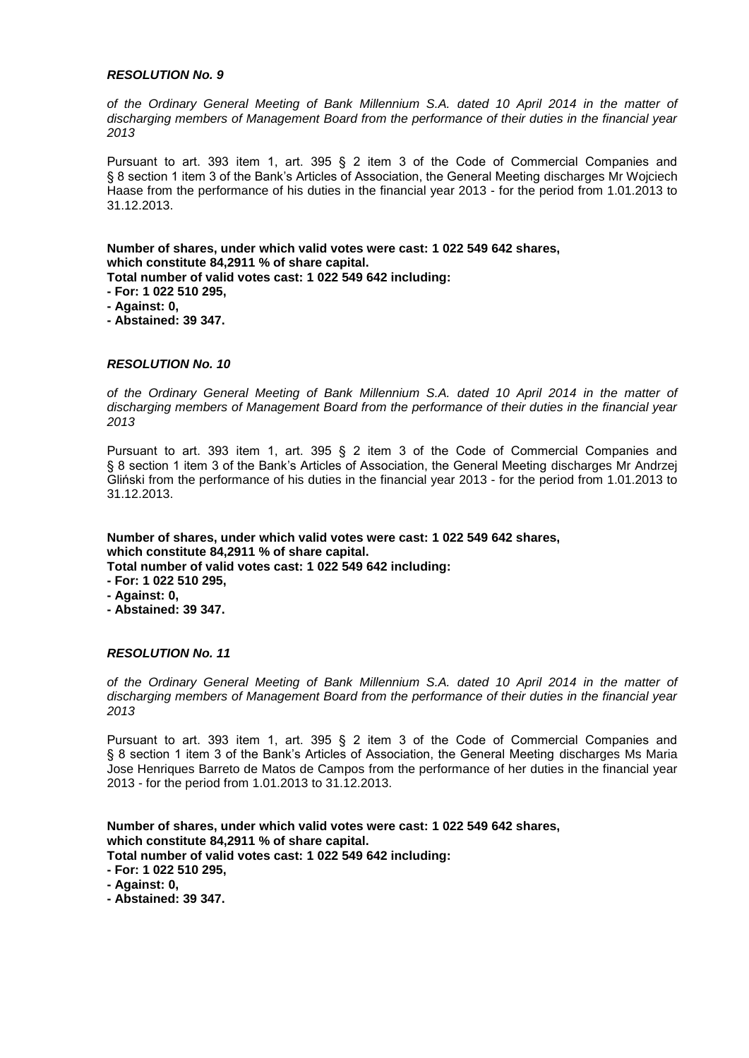***RESOLUTION No. 9***

*of the Ordinary General Meeting of Bank Millennium S.A. dated 10 April 2014 in the matter of discharging members of Management Board from the performance of their duties in the financial year 2013*

Pursuant to art. 393 item 1, art. 395 § 2 item 3 of the Code of Commercial Companies and § 8 section 1 item 3 of the Bank's Articles of Association, the General Meeting discharges Mr Wojciech Haase from the performance of his duties in the financial year 2013 - for the period from 1.01.2013 to 31.12.2013.

**Number of shares, under which valid votes were cast: 1 022 549 642 shares, which constitute 84,2911 % of share capital.**
**Total number of valid votes cast: 1 022 549 642 including:**
**- For: 1 022 510 295,**
**- Against: 0,**
**- Abstained: 39 347.**

***RESOLUTION No. 10***

*of the Ordinary General Meeting of Bank Millennium S.A. dated 10 April 2014 in the matter of discharging members of Management Board from the performance of their duties in the financial year 2013*

Pursuant to art. 393 item 1, art. 395 § 2 item 3 of the Code of Commercial Companies and § 8 section 1 item 3 of the Bank's Articles of Association, the General Meeting discharges Mr Andrzej Gliński from the performance of his duties in the financial year 2013 - for the period from 1.01.2013 to 31.12.2013.

**Number of shares, under which valid votes were cast: 1 022 549 642 shares, which constitute 84,2911 % of share capital.**
**Total number of valid votes cast: 1 022 549 642 including:**
**- For: 1 022 510 295,**
**- Against: 0,**
**- Abstained: 39 347.**

***RESOLUTION No. 11***

*of the Ordinary General Meeting of Bank Millennium S.A. dated 10 April 2014 in the matter of discharging members of Management Board from the performance of their duties in the financial year 2013*

Pursuant to art. 393 item 1, art. 395 § 2 item 3 of the Code of Commercial Companies and § 8 section 1 item 3 of the Bank's Articles of Association, the General Meeting discharges Ms Maria Jose Henriques Barreto de Matos de Campos from the performance of her duties in the financial year 2013 - for the period from 1.01.2013 to 31.12.2013.

**Number of shares, under which valid votes were cast: 1 022 549 642 shares, which constitute 84,2911 % of share capital.**
**Total number of valid votes cast: 1 022 549 642 including:**
**- For: 1 022 510 295,**
**- Against: 0,**
**- Abstained: 39 347.**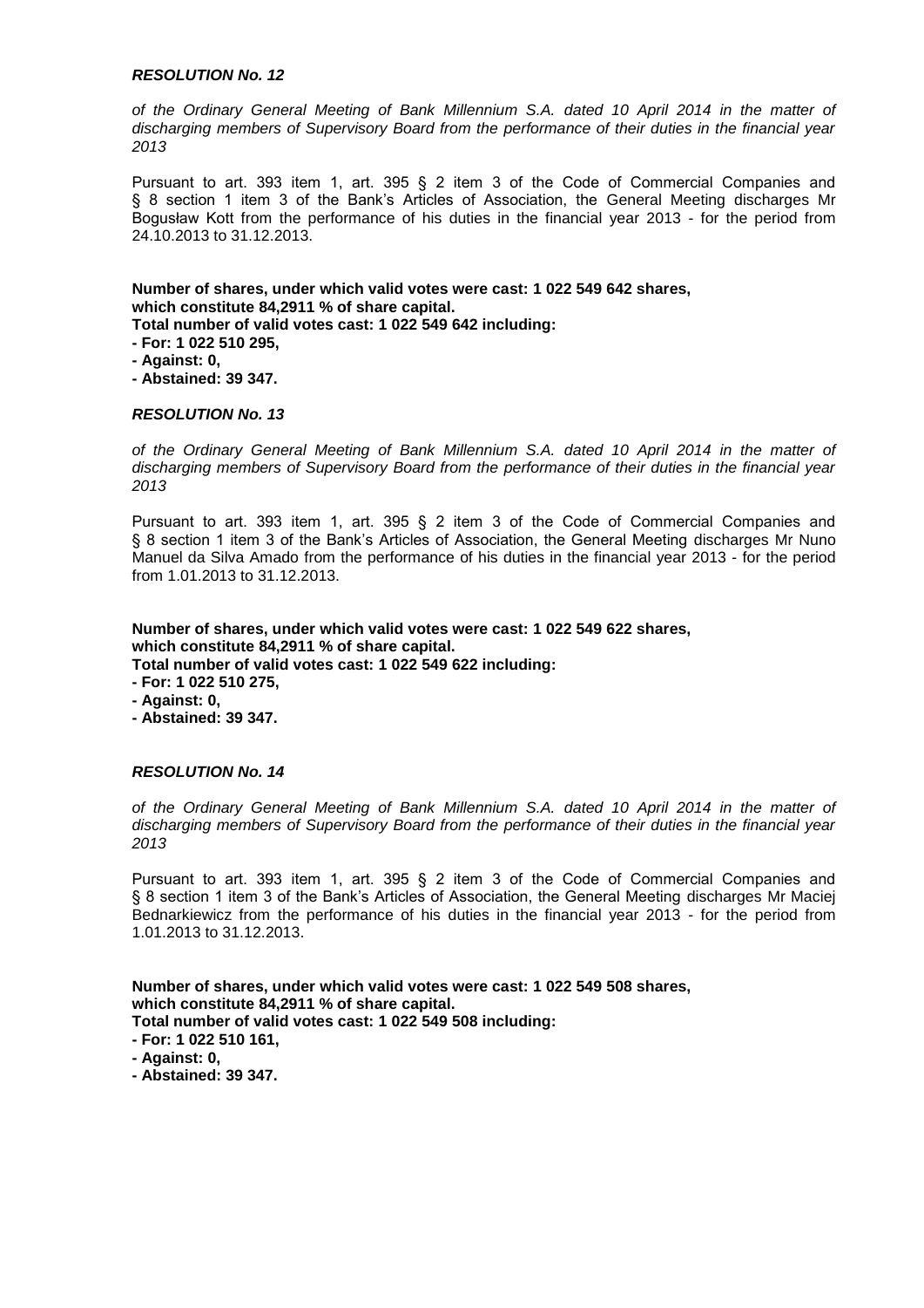***RESOLUTION No. 12***

*of the Ordinary General Meeting of Bank Millennium S.A. dated 10 April 2014 in the matter of discharging members of Supervisory Board from the performance of their duties in the financial year 2013*

Pursuant to art. 393 item 1, art. 395 § 2 item 3 of the Code of Commercial Companies and § 8 section 1 item 3 of the Bank's Articles of Association, the General Meeting discharges Mr Bogusław Kott from the performance of his duties in the financial year 2013 - for the period from 24.10.2013 to 31.12.2013.

**Number of shares, under which valid votes were cast: 1 022 549 642 shares,**
**which constitute 84,2911 % of share capital.**
**Total number of valid votes cast: 1 022 549 642 including:**
**- For: 1 022 510 295,**
**- Against: 0,**
**- Abstained: 39 347.**

***RESOLUTION No. 13***

*of the Ordinary General Meeting of Bank Millennium S.A. dated 10 April 2014 in the matter of discharging members of Supervisory Board from the performance of their duties in the financial year 2013*

Pursuant to art. 393 item 1, art. 395 § 2 item 3 of the Code of Commercial Companies and § 8 section 1 item 3 of the Bank's Articles of Association, the General Meeting discharges Mr Nuno Manuel da Silva Amado from the performance of his duties in the financial year 2013 - for the period from 1.01.2013 to 31.12.2013.

**Number of shares, under which valid votes were cast: 1 022 549 622 shares,**
**which constitute 84,2911 % of share capital.**
**Total number of valid votes cast: 1 022 549 622 including:**
**- For: 1 022 510 275,**
**- Against: 0,**
**- Abstained: 39 347.**

***RESOLUTION No. 14***

*of the Ordinary General Meeting of Bank Millennium S.A. dated 10 April 2014 in the matter of discharging members of Supervisory Board from the performance of their duties in the financial year 2013*

Pursuant to art. 393 item 1, art. 395 § 2 item 3 of the Code of Commercial Companies and § 8 section 1 item 3 of the Bank's Articles of Association, the General Meeting discharges Mr Maciej Bednarkiewicz from the performance of his duties in the financial year 2013 - for the period from 1.01.2013 to 31.12.2013.

**Number of shares, under which valid votes were cast: 1 022 549 508 shares,**
**which constitute 84,2911 % of share capital.**
**Total number of valid votes cast: 1 022 549 508 including:**
**- For: 1 022 510 161,**
**- Against: 0,**
**- Abstained: 39 347.**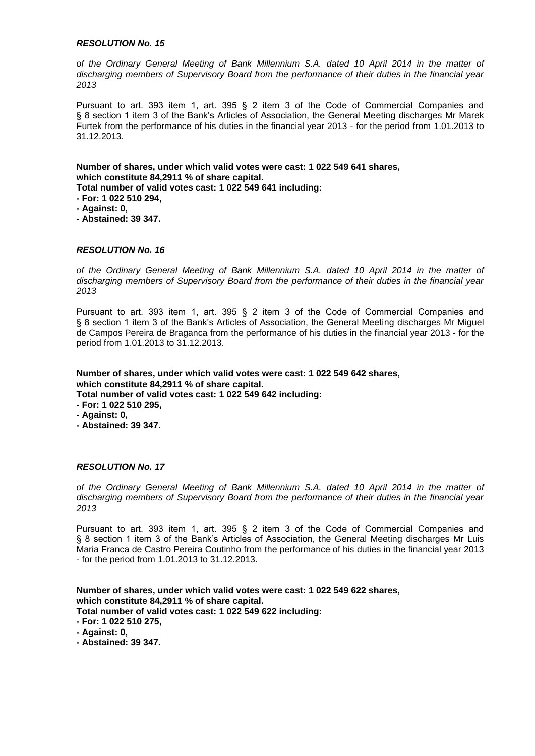***RESOLUTION No. 15***

*of the Ordinary General Meeting of Bank Millennium S.A. dated 10 April 2014 in the matter of discharging members of Supervisory Board from the performance of their duties in the financial year 2013*

Pursuant to art. 393 item 1, art. 395 § 2 item 3 of the Code of Commercial Companies and § 8 section 1 item 3 of the Bank's Articles of Association, the General Meeting discharges Mr Marek Furtek from the performance of his duties in the financial year 2013 - for the period from 1.01.2013 to 31.12.2013.

**Number of shares, under which valid votes were cast: 1 022 549 641 shares, which constitute 84,2911 % of share capital.**
**Total number of valid votes cast: 1 022 549 641 including:**
**- For: 1 022 510 294,**
**- Against: 0,**
**- Abstained: 39 347.**

***RESOLUTION No. 16***

*of the Ordinary General Meeting of Bank Millennium S.A. dated 10 April 2014 in the matter of discharging members of Supervisory Board from the performance of their duties in the financial year 2013*

Pursuant to art. 393 item 1, art. 395 § 2 item 3 of the Code of Commercial Companies and § 8 section 1 item 3 of the Bank's Articles of Association, the General Meeting discharges Mr Miguel de Campos Pereira de Braganca from the performance of his duties in the financial year 2013 - for the period from 1.01.2013 to 31.12.2013.

**Number of shares, under which valid votes were cast: 1 022 549 642 shares, which constitute 84,2911 % of share capital.**
**Total number of valid votes cast: 1 022 549 642 including:**
**- For: 1 022 510 295,**
**- Against: 0,**
**- Abstained: 39 347.**

***RESOLUTION No. 17***

*of the Ordinary General Meeting of Bank Millennium S.A. dated 10 April 2014 in the matter of discharging members of Supervisory Board from the performance of their duties in the financial year 2013*

Pursuant to art. 393 item 1, art. 395 § 2 item 3 of the Code of Commercial Companies and § 8 section 1 item 3 of the Bank's Articles of Association, the General Meeting discharges Mr Luis Maria Franca de Castro Pereira Coutinho from the performance of his duties in the financial year 2013 - for the period from 1.01.2013 to 31.12.2013.

**Number of shares, under which valid votes were cast: 1 022 549 622 shares, which constitute 84,2911 % of share capital.**
**Total number of valid votes cast: 1 022 549 622 including:**
**- For: 1 022 510 275,**
**- Against: 0,**
**- Abstained: 39 347.**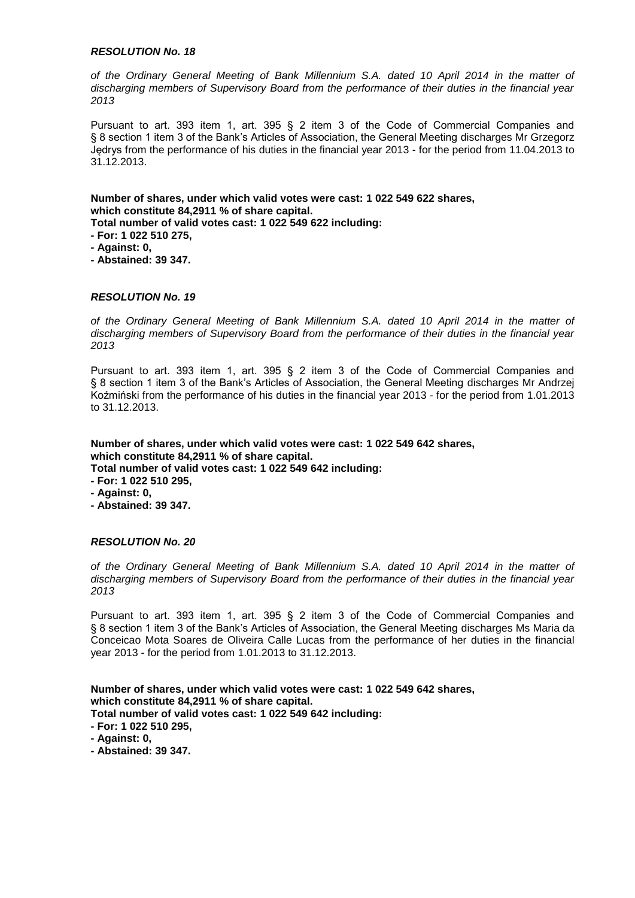***RESOLUTION No. 18***

*of the Ordinary General Meeting of Bank Millennium S.A. dated 10 April 2014 in the matter of discharging members of Supervisory Board from the performance of their duties in the financial year 2013*

Pursuant to art. 393 item 1, art. 395 § 2 item 3 of the Code of Commercial Companies and § 8 section 1 item 3 of the Bank's Articles of Association, the General Meeting discharges Mr Grzegorz Jędrys from the performance of his duties in the financial year 2013 - for the period from 11.04.2013 to 31.12.2013.

**Number of shares, under which valid votes were cast: 1 022 549 622 shares, which constitute 84,2911 % of share capital.**
**Total number of valid votes cast: 1 022 549 622 including:**
**- For: 1 022 510 275,**
**- Against: 0,**
**- Abstained: 39 347.**

***RESOLUTION No. 19***

*of the Ordinary General Meeting of Bank Millennium S.A. dated 10 April 2014 in the matter of discharging members of Supervisory Board from the performance of their duties in the financial year 2013*

Pursuant to art. 393 item 1, art. 395 § 2 item 3 of the Code of Commercial Companies and § 8 section 1 item 3 of the Bank's Articles of Association, the General Meeting discharges Mr Andrzej Koźmiński from the performance of his duties in the financial year 2013 - for the period from 1.01.2013 to 31.12.2013.

**Number of shares, under which valid votes were cast: 1 022 549 642 shares, which constitute 84,2911 % of share capital.**
**Total number of valid votes cast: 1 022 549 642 including:**
**- For: 1 022 510 295,**
**- Against: 0,**
**- Abstained: 39 347.**

***RESOLUTION No. 20***

*of the Ordinary General Meeting of Bank Millennium S.A. dated 10 April 2014 in the matter of discharging members of Supervisory Board from the performance of their duties in the financial year 2013*

Pursuant to art. 393 item 1, art. 395 § 2 item 3 of the Code of Commercial Companies and § 8 section 1 item 3 of the Bank's Articles of Association, the General Meeting discharges Ms Maria da Conceicao Mota Soares de Oliveira Calle Lucas from the performance of her duties in the financial year 2013 - for the period from 1.01.2013 to 31.12.2013.

**Number of shares, under which valid votes were cast: 1 022 549 642 shares, which constitute 84,2911 % of share capital.**
**Total number of valid votes cast: 1 022 549 642 including:**
**- For: 1 022 510 295,**
**- Against: 0,**
**- Abstained: 39 347.**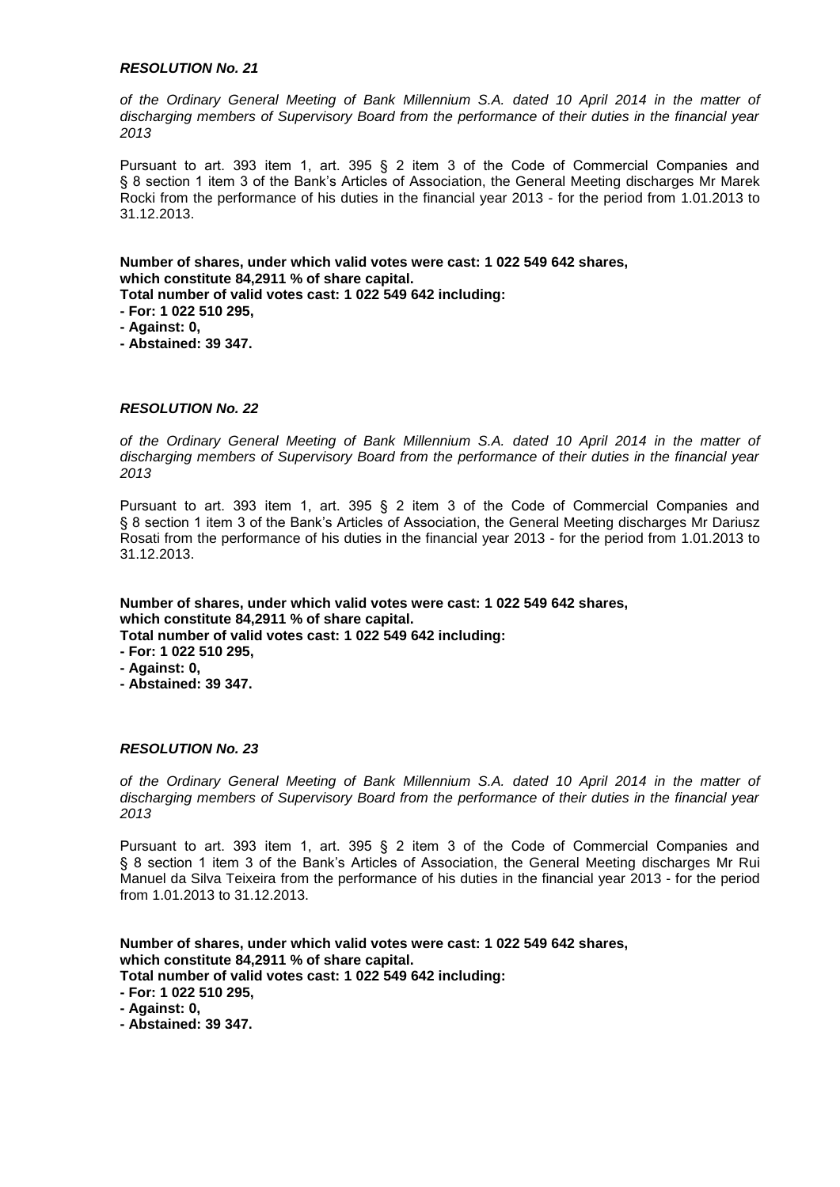***RESOLUTION No. 21***

*of the Ordinary General Meeting of Bank Millennium S.A. dated 10 April 2014 in the matter of discharging members of Supervisory Board from the performance of their duties in the financial year 2013*

Pursuant to art. 393 item 1, art. 395 § 2 item 3 of the Code of Commercial Companies and § 8 section 1 item 3 of the Bank's Articles of Association, the General Meeting discharges Mr Marek Rocki from the performance of his duties in the financial year 2013 - for the period from 1.01.2013 to 31.12.2013.

**Number of shares, under which valid votes were cast: 1 022 549 642 shares, which constitute 84,2911 % of share capital.**
**Total number of valid votes cast: 1 022 549 642 including:**
**- For: 1 022 510 295,**
**- Against: 0,**
**- Abstained: 39 347.**

***RESOLUTION No. 22***

*of the Ordinary General Meeting of Bank Millennium S.A. dated 10 April 2014 in the matter of discharging members of Supervisory Board from the performance of their duties in the financial year 2013*

Pursuant to art. 393 item 1, art. 395 § 2 item 3 of the Code of Commercial Companies and § 8 section 1 item 3 of the Bank's Articles of Association, the General Meeting discharges Mr Dariusz Rosati from the performance of his duties in the financial year 2013 - for the period from 1.01.2013 to 31.12.2013.

**Number of shares, under which valid votes were cast: 1 022 549 642 shares, which constitute 84,2911 % of share capital.**
**Total number of valid votes cast: 1 022 549 642 including:**
**- For: 1 022 510 295,**
**- Against: 0,**
**- Abstained: 39 347.**

***RESOLUTION No. 23***

*of the Ordinary General Meeting of Bank Millennium S.A. dated 10 April 2014 in the matter of discharging members of Supervisory Board from the performance of their duties in the financial year 2013*

Pursuant to art. 393 item 1, art. 395 § 2 item 3 of the Code of Commercial Companies and § 8 section 1 item 3 of the Bank's Articles of Association, the General Meeting discharges Mr Rui Manuel da Silva Teixeira from the performance of his duties in the financial year 2013 - for the period from 1.01.2013 to 31.12.2013.

**Number of shares, under which valid votes were cast: 1 022 549 642 shares, which constitute 84,2911 % of share capital.**
**Total number of valid votes cast: 1 022 549 642 including:**
**- For: 1 022 510 295,**
**- Against: 0,**
**- Abstained: 39 347.**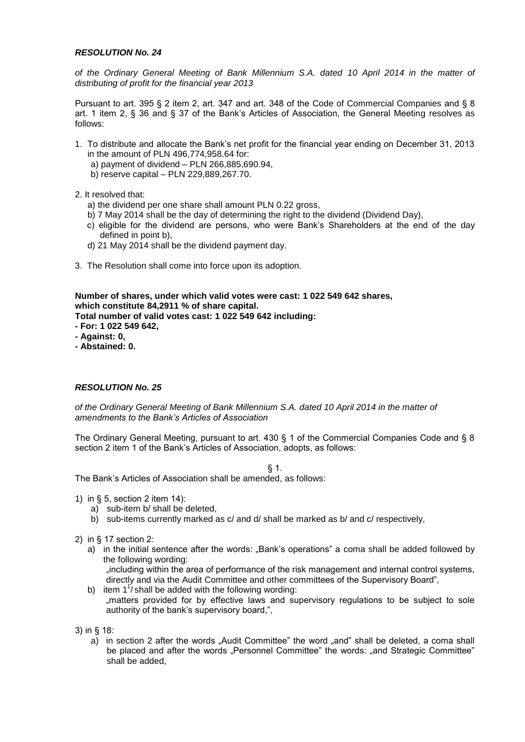***RESOLUTION No. 24***

*of the Ordinary General Meeting of Bank Millennium S.A. dated 10 April 2014 in the matter of distributing of profit for the financial year 2013*

Pursuant to art. 395 § 2 item 2, art. 347 and art. 348 of the Code of Commercial Companies and § 8 art. 1 item 2, § 36 and § 37 of the Bank's Articles of Association, the General Meeting resolves as follows:

1. To distribute and allocate the Bank's net profit for the financial year ending on December 31, 2013 in the amount of PLN 496,774,958.64 for:
   a) payment of dividend – PLN 266,885,690.94,
   b) reserve capital – PLN 229,889,267.70.

2. It resolved that:
   a) the dividend per one share shall amount PLN 0.22 gross,
   b) 7 May 2014 shall be the day of determining the right to the dividend (Dividend Day),
   c) eligible for the dividend are persons, who were Bank's Shareholders at the end of the day defined in point b),
   d) 21 May 2014 shall be the dividend payment day.

3. The Resolution shall come into force upon its adoption.

**Number of shares, under which valid votes were cast: 1 022 549 642 shares, which constitute 84,2911 % of share capital.**
**Total number of valid votes cast: 1 022 549 642 including:**
**- For: 1 022 549 642,**
**- Against: 0,**
**- Abstained: 0.**

***RESOLUTION No. 25***

*of the Ordinary General Meeting of Bank Millennium S.A. dated 10 April 2014 in the matter of amendments to the Bank's Articles of Association*

The Ordinary General Meeting, pursuant to art. 430 § 1 of the Commercial Companies Code and § 8 section 2 item 1 of the Bank's Articles of Association, adopts, as follows:

§ 1.

The Bank's Articles of Association shall be amended, as follows:

1) in § 5, section 2 item 14):
   a) sub-item b/ shall be deleted,
   b) sub-items currently marked as c/ and d/ shall be marked as b/ and c/ respectively,

2) in § 17 section 2:
   a) in the initial sentence after the words: „Bank's operations" a coma shall be added followed by the following wording:
   „including within the area of performance of the risk management and internal control systems, directly and via the Audit Committee and other committees of the Supervisory Board",
   b) item 1[1]/ shall be added with the following wording:
   „matters provided for by effective laws and supervisory regulations to be subject to sole authority of the bank's supervisory board,",

3) in § 18:
   a) in section 2 after the words „Audit Committee" the word „and" shall be deleted, a coma shall be placed and after the words „Personnel Committee" the words: „and Strategic Committee" shall be added,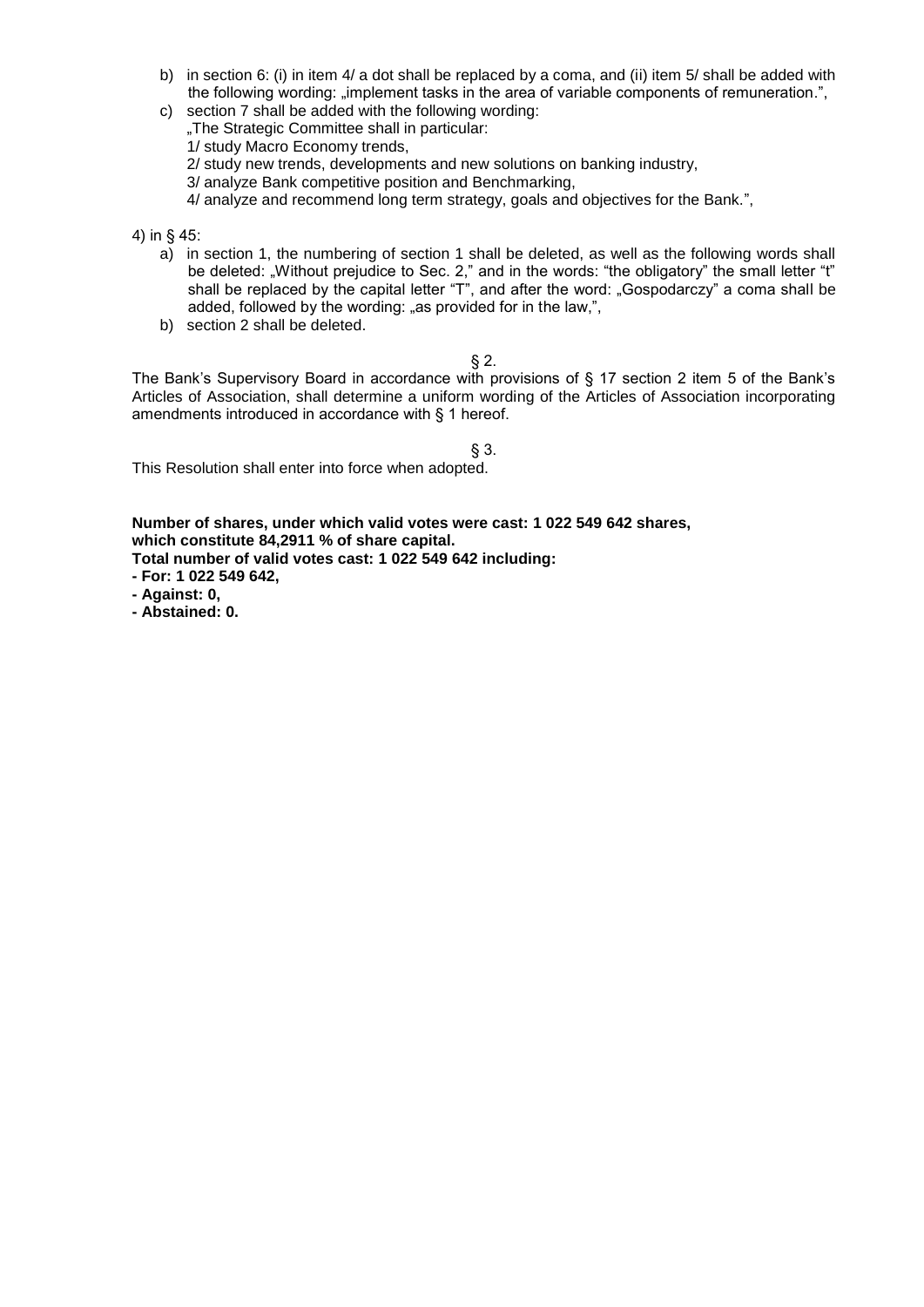b) in section 6: (i) in item 4/ a dot shall be replaced by a coma, and (ii) item 5/ shall be added with the following wording: „implement tasks in the area of variable components of remuneration.",

c) section 7 shall be added with the following wording:
„The Strategic Committee shall in particular:
1/ study Macro Economy trends,
2/ study new trends, developments and new solutions on banking industry,
3/ analyze Bank competitive position and Benchmarking,
4/ analyze and recommend long term strategy, goals and objectives for the Bank.",

4) in § 45:

a) in section 1, the numbering of section 1 shall be deleted, as well as the following words shall be deleted: „Without prejudice to Sec. 2," and in the words: "the obligatory" the small letter "t" shall be replaced by the capital letter "T", and after the word: „Gospodarczy" a coma shall be added, followed by the wording: „as provided for in the law,",

b) section 2 shall be deleted.

§ 2.

The Bank's Supervisory Board in accordance with provisions of § 17 section 2 item 5 of the Bank's Articles of Association, shall determine a uniform wording of the Articles of Association incorporating amendments introduced in accordance with § 1 hereof.

§ 3.

This Resolution shall enter into force when adopted.

**Number of shares, under which valid votes were cast: 1 022 549 642 shares, which constitute 84,2911 % of share capital.**
**Total number of valid votes cast: 1 022 549 642 including:**
**- For: 1 022 549 642,**
**- Against: 0,**
**- Abstained: 0.**